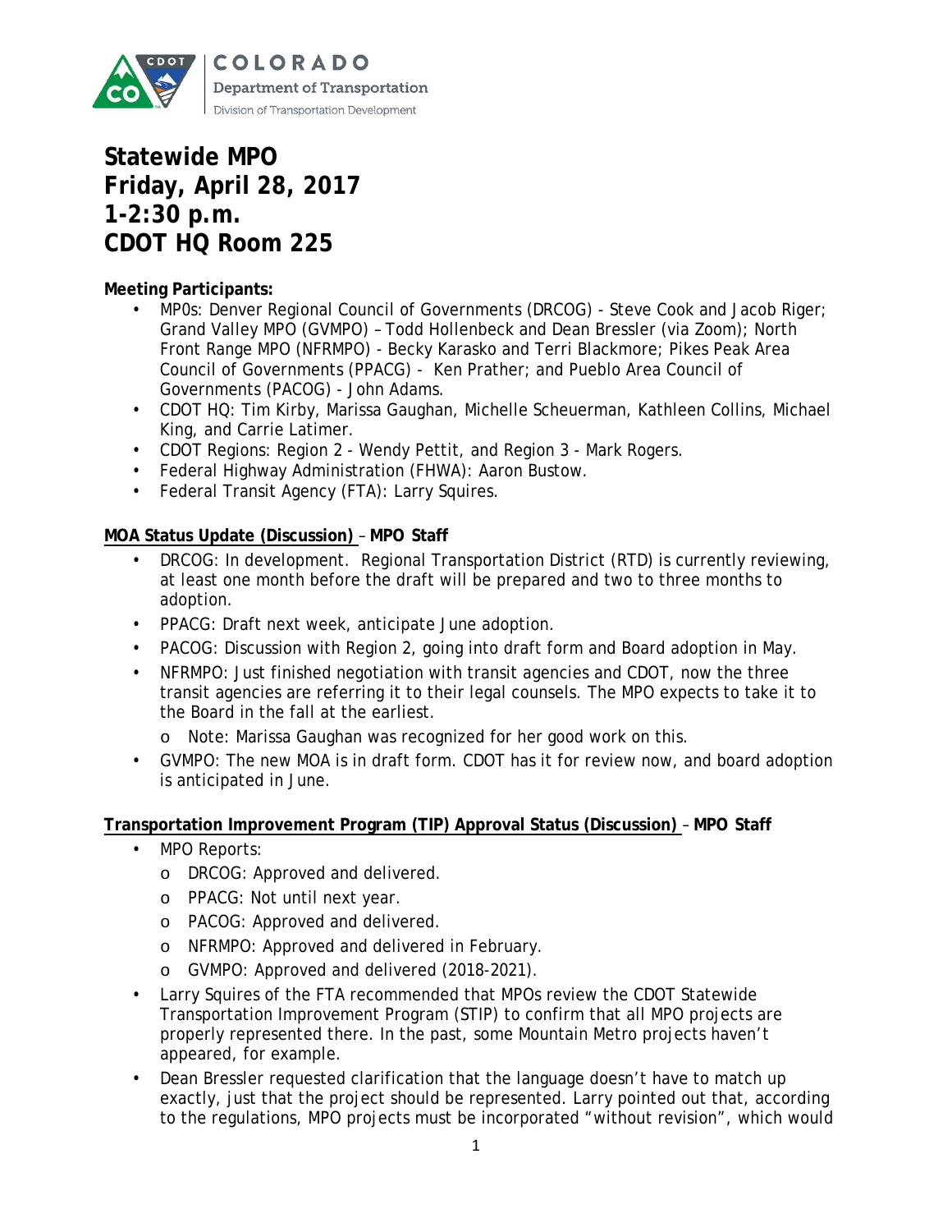COLORADO
Department of Transportation
Division of Transportation Development

# Statewide MPO
# Friday, April 28, 2017
# 1-2:30 p.m.
# CDOT HQ Room 225

**Meeting Participants:**

- MPOs: Denver Regional Council of Governments (DRCOG) - Steve Cook and Jacob Riger; Grand Valley MPO (GVMPO) – Todd Hollenbeck and Dean Bressler (via Zoom); North Front Range MPO (NFRMPO) - Becky Karasko and Terri Blackmore; Pikes Peak Area Council of Governments (PPACG) - Ken Prather; and Pueblo Area Council of Governments (PACOG) - John Adams.
- CDOT HQ: Tim Kirby, Marissa Gaughan, Michelle Scheuerman, Kathleen Collins, Michael King, and Carrie Latimer.
- CDOT Regions: Region 2 - Wendy Pettit, and Region 3 - Mark Rogers.
- Federal Highway Administration (FHWA): Aaron Bustow.
- Federal Transit Agency (FTA): Larry Squires.

**MOA Status Update (Discussion)** – **MPO Staff**

- DRCOG: In development. Regional Transportation District (RTD) is currently reviewing, at least one month before the draft will be prepared and two to three months to adoption.
- PPACG: Draft next week, anticipate June adoption.
- PACOG: Discussion with Region 2, going into draft form and Board adoption in May.
- NFRMPO: Just finished negotiation with transit agencies and CDOT, now the three transit agencies are referring it to their legal counsels. The MPO expects to take it to the Board in the fall at the earliest.
  - Note: Marissa Gaughan was recognized for her good work on this.
- GVMPO: The new MOA is in draft form. CDOT has it for review now, and board adoption is anticipated in June.

**Transportation Improvement Program (TIP) Approval Status (Discussion)** – **MPO Staff**

- MPO Reports:
  - DRCOG: Approved and delivered.
  - PPACG: Not until next year.
  - PACOG: Approved and delivered.
  - NFRMPO: Approved and delivered in February.
  - GVMPO: Approved and delivered (2018-2021).
- Larry Squires of the FTA recommended that MPOs review the CDOT Statewide Transportation Improvement Program (STIP) to confirm that all MPO projects are properly represented there. In the past, some Mountain Metro projects haven't appeared, for example.
- Dean Bressler requested clarification that the language doesn't have to match up exactly, just that the project should be represented. Larry pointed out that, according to the regulations, MPO projects must be incorporated "without revision", which would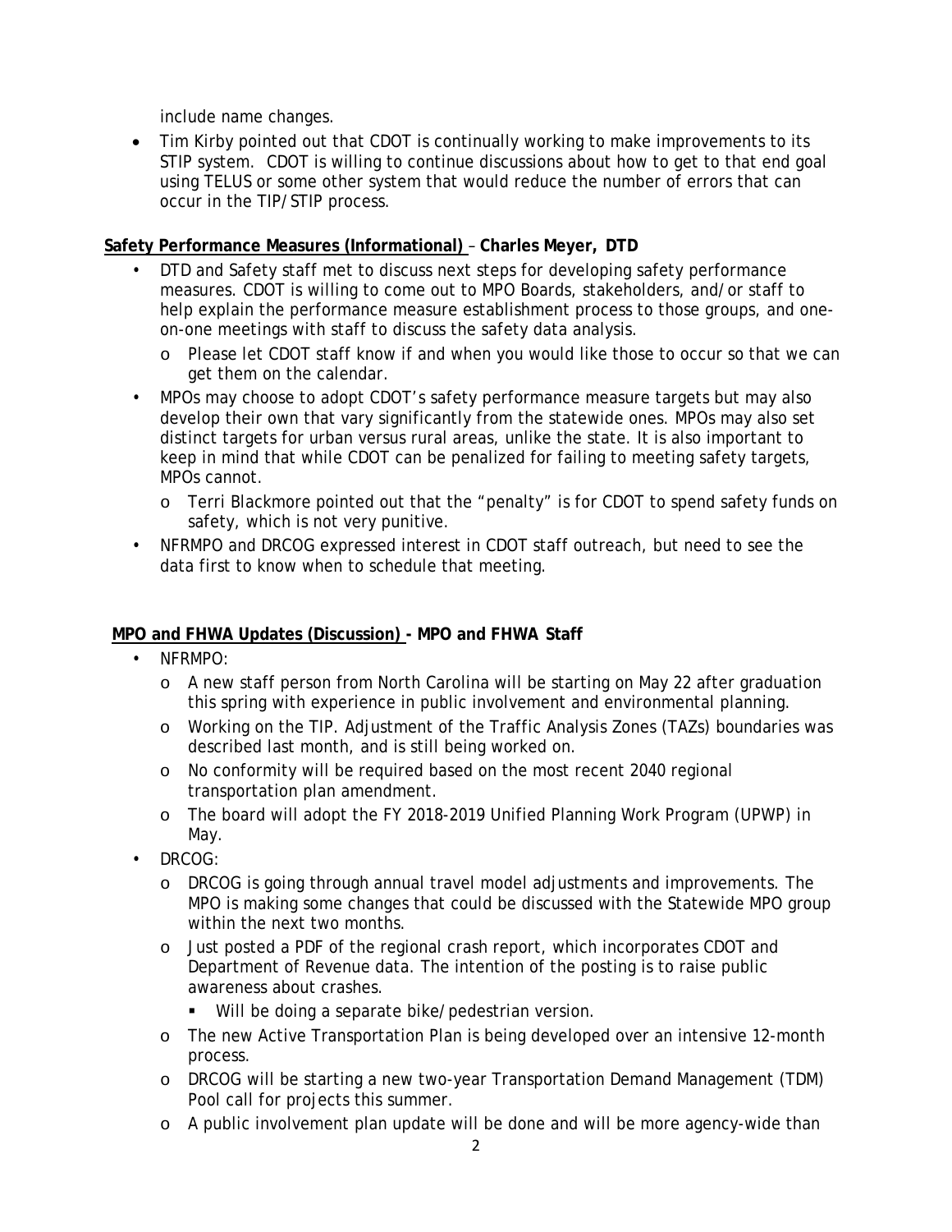include name changes.

- Tim Kirby pointed out that CDOT is continually working to make improvements to its STIP system. CDOT is willing to continue discussions about how to get to that end goal using TELUS or some other system that would reduce the number of errors that can occur in the TIP/STIP process.

**Safety Performance Measures (Informational)** – **Charles Meyer, DTD**

- DTD and Safety staff met to discuss next steps for developing safety performance measures. CDOT is willing to come out to MPO Boards, stakeholders, and/or staff to help explain the performance measure establishment process to those groups, and one-on-one meetings with staff to discuss the safety data analysis.
  - Please let CDOT staff know if and when you would like those to occur so that we can get them on the calendar.
- MPOs may choose to adopt CDOT's safety performance measure targets but may also develop their own that vary significantly from the statewide ones. MPOs may also set distinct targets for urban versus rural areas, unlike the state. It is also important to keep in mind that while CDOT can be penalized for failing to meeting safety targets, MPOs cannot.
  - Terri Blackmore pointed out that the "penalty" is for CDOT to spend safety funds on safety, which is not very punitive.
- NFRMPO and DRCOG expressed interest in CDOT staff outreach, but need to see the data first to know when to schedule that meeting.

**MPO and FHWA Updates (Discussion) - MPO and FHWA Staff**

- NFRMPO:
  - A new staff person from North Carolina will be starting on May 22 after graduation this spring with experience in public involvement and environmental planning.
  - Working on the TIP. Adjustment of the Traffic Analysis Zones (TAZs) boundaries was described last month, and is still being worked on.
  - No conformity will be required based on the most recent 2040 regional transportation plan amendment.
  - The board will adopt the FY 2018-2019 Unified Planning Work Program (UPWP) in May.
- DRCOG:
  - DRCOG is going through annual travel model adjustments and improvements. The MPO is making some changes that could be discussed with the Statewide MPO group within the next two months.
  - Just posted a PDF of the regional crash report, which incorporates CDOT and Department of Revenue data. The intention of the posting is to raise public awareness about crashes.
    - Will be doing a separate bike/pedestrian version.
  - The new Active Transportation Plan is being developed over an intensive 12-month process.
  - DRCOG will be starting a new two-year Transportation Demand Management (TDM) Pool call for projects this summer.
  - A public involvement plan update will be done and will be more agency-wide than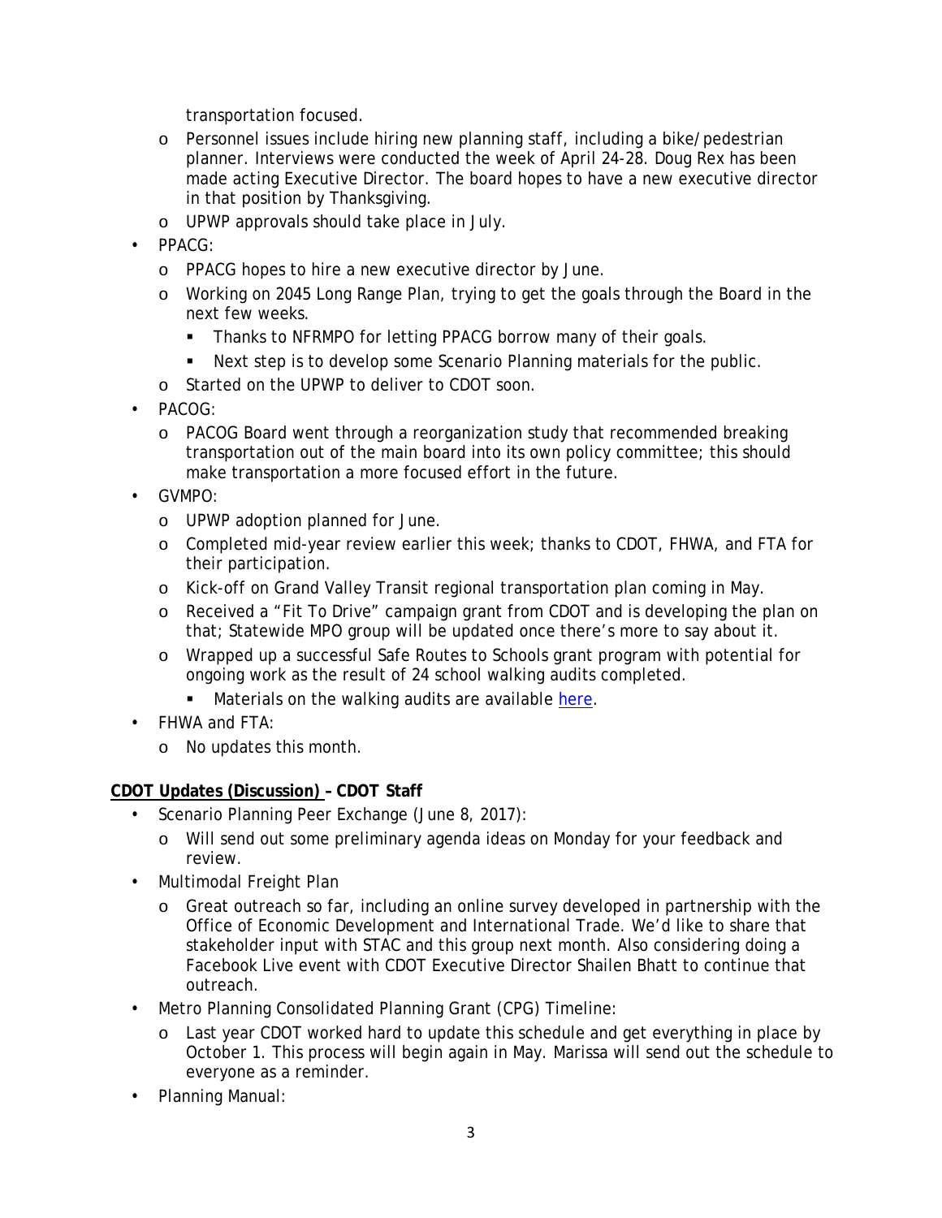transportation focused.

- Personnel issues include hiring new planning staff, including a bike/pedestrian planner. Interviews were conducted the week of April 24-28. Doug Rex has been made acting Executive Director. The board hopes to have a new executive director in that position by Thanksgiving.
- UPWP approvals should take place in July.

- PPACG:
  - PPACG hopes to hire a new executive director by June.
  - Working on 2045 Long Range Plan, trying to get the goals through the Board in the next few weeks.
    - Thanks to NFRMPO for letting PPACG borrow many of their goals.
    - Next step is to develop some Scenario Planning materials for the public.
  - Started on the UPWP to deliver to CDOT soon.
- PACOG:
  - PACOG Board went through a reorganization study that recommended breaking transportation out of the main board into its own policy committee; this should make transportation a more focused effort in the future.
- GVMPO:
  - UPWP adoption planned for June.
  - Completed mid-year review earlier this week; thanks to CDOT, FHWA, and FTA for their participation.
  - Kick-off on Grand Valley Transit regional transportation plan coming in May.
  - Received a "Fit To Drive" campaign grant from CDOT and is developing the plan on that; Statewide MPO group will be updated once there's more to say about it.
  - Wrapped up a successful Safe Routes to Schools grant program with potential for ongoing work as the result of 24 school walking audits completed.
    - Materials on the walking audits are available here.
- FHWA and FTA:
  - No updates this month.

**CDOT Updates (Discussion) – CDOT Staff**

- Scenario Planning Peer Exchange (June 8, 2017):
  - Will send out some preliminary agenda ideas on Monday for your feedback and review.
- Multimodal Freight Plan
  - Great outreach so far, including an online survey developed in partnership with the Office of Economic Development and International Trade. We'd like to share that stakeholder input with STAC and this group next month. Also considering doing a Facebook Live event with CDOT Executive Director Shailen Bhatt to continue that outreach.
- Metro Planning Consolidated Planning Grant (CPG) Timeline:
  - Last year CDOT worked hard to update this schedule and get everything in place by October 1. This process will begin again in May. Marissa will send out the schedule to everyone as a reminder.
- Planning Manual: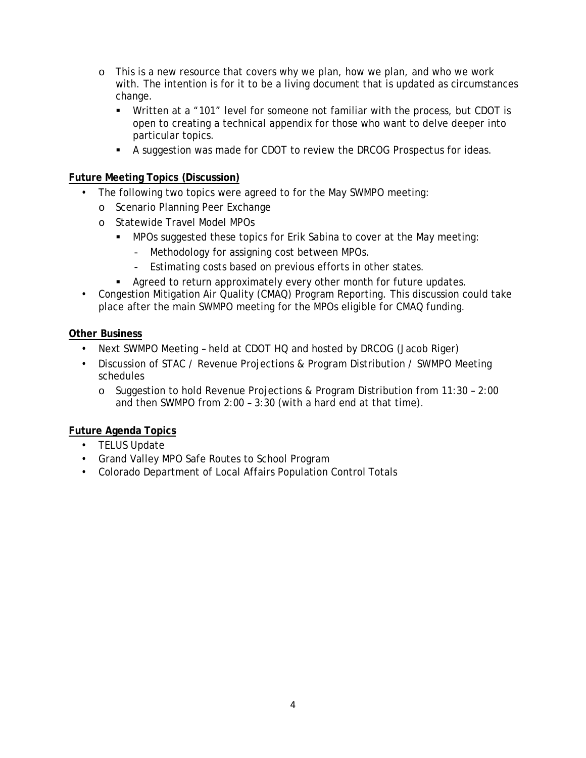- This is a new resource that covers why we plan, how we plan, and who we work with. The intention is for it to be a living document that is updated as circumstances change.
     - Written at a "101" level for someone not familiar with the process, but CDOT is open to creating a technical appendix for those who want to delve deeper into particular topics.
     - A suggestion was made for CDOT to review the DRCOG Prospectus for ideas.

**Future Meeting Topics (Discussion)**

- The following two topics were agreed to for the May SWMPO meeting:
  - Scenario Planning Peer Exchange
  - Statewide Travel Model MPOs
    - MPOs suggested these topics for Erik Sabina to cover at the May meeting:
      - Methodology for assigning cost between MPOs.
      - Estimating costs based on previous efforts in other states.
    - Agreed to return approximately every other month for future updates.
- Congestion Mitigation Air Quality (CMAQ) Program Reporting. This discussion could take place after the main SWMPO meeting for the MPOs eligible for CMAQ funding.

**Other Business**

- Next SWMPO Meeting – held at CDOT HQ and hosted by DRCOG (Jacob Riger)
- Discussion of STAC / Revenue Projections & Program Distribution / SWMPO Meeting schedules
  - Suggestion to hold Revenue Projections & Program Distribution from 11:30 – 2:00 and then SWMPO from 2:00 – 3:30 (with a hard end at that time).

**Future Agenda Topics**

- TELUS Update
- Grand Valley MPO Safe Routes to School Program
- Colorado Department of Local Affairs Population Control Totals